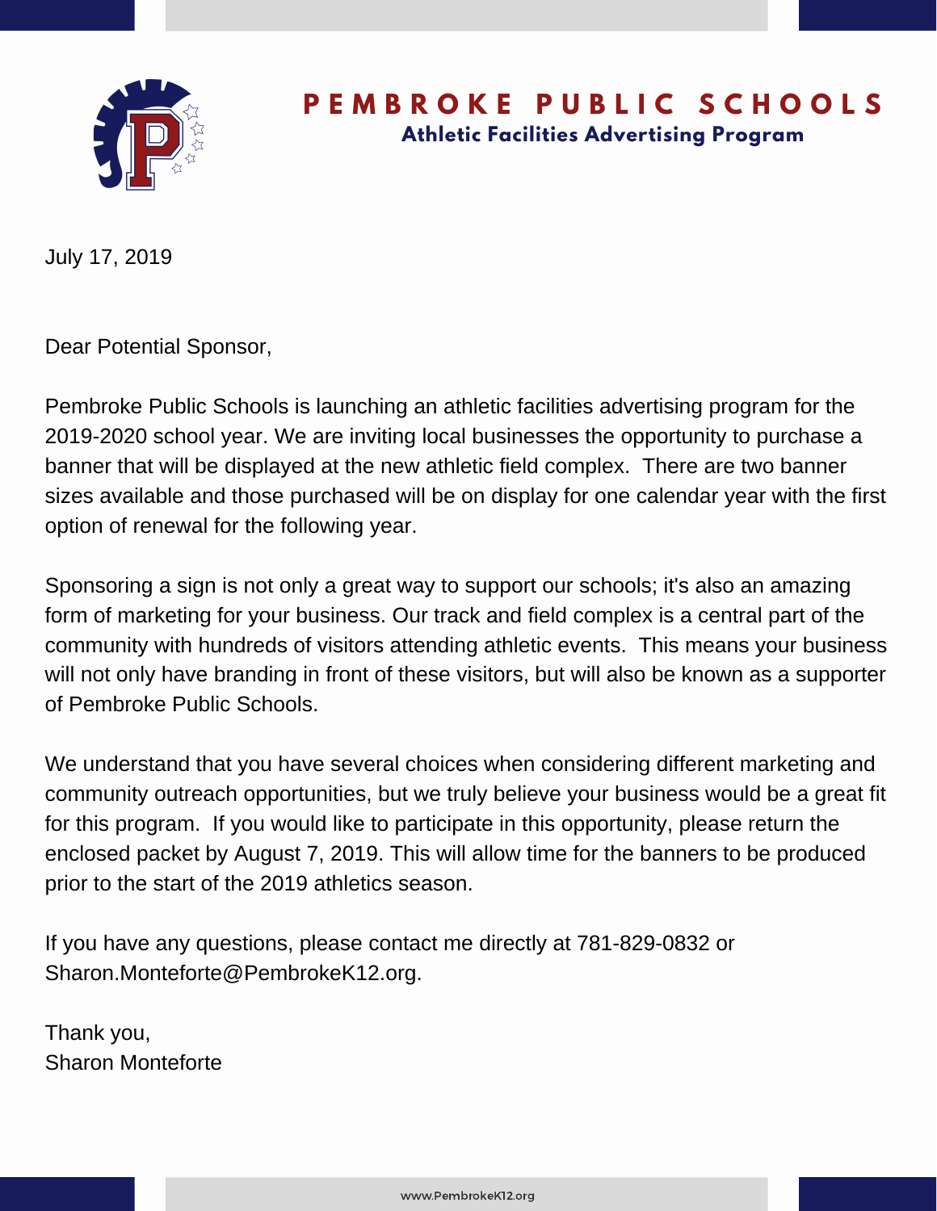# PEMBROKE PUBLIC SCHOOLS

## Athletic Facilities Advertising Program

July 17, 2019

Dear Potential Sponsor,

Pembroke Public Schools is launching an athletic facilities advertising program for the 2019-2020 school year. We are inviting local businesses the opportunity to purchase a banner that will be displayed at the new athletic field complex. There are two banner sizes available and those purchased will be on display for one calendar year with the first option of renewal for the following year.

Sponsoring a sign is not only a great way to support our schools; it's also an amazing form of marketing for your business. Our track and field complex is a central part of the community with hundreds of visitors attending athletic events. This means your business will not only have branding in front of these visitors, but will also be known as a supporter of Pembroke Public Schools.

We understand that you have several choices when considering different marketing and community outreach opportunities, but we truly believe your business would be a great fit for this program. If you would like to participate in this opportunity, please return the enclosed packet by August 7, 2019. This will allow time for the banners to be produced prior to the start of the 2019 athletics season.

If you have any questions, please contact me directly at 781-829-0832 or Sharon.Monteforte@PembrokeK12.org.

Thank you,
Sharon Monteforte

www.PembrokeK12.org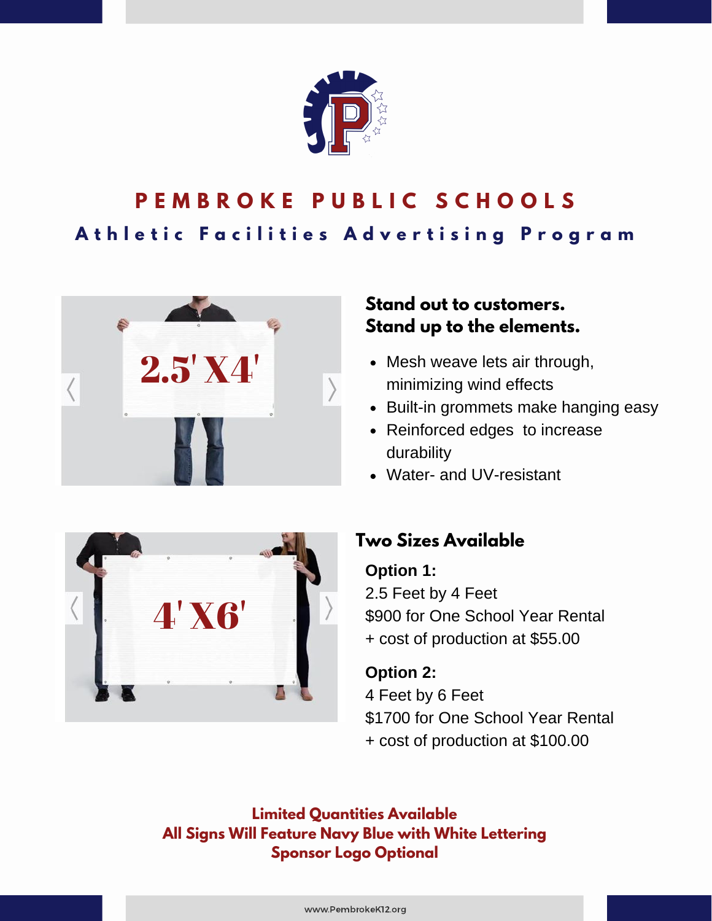# PEMBROKE PUBLIC SCHOOLS

## Athletic Facilities Advertising Program

2.5' X4'

### Stand out to customers. Stand up to the elements.

- Mesh weave lets air through, minimizing wind effects
- Built-in grommets make hanging easy
- Reinforced edges to increase durability
- Water- and UV-resistant

4' X6'

### Two Sizes Available

**Option 1:**
2.5 Feet by 4 Feet
$900 for One School Year Rental
+ cost of production at $55.00

**Option 2:**
4 Feet by 6 Feet
$1700 for One School Year Rental
+ cost of production at $100.00

**Limited Quantities Available**
**All Signs Will Feature Navy Blue with White Lettering**
**Sponsor Logo Optional**

www.PembrokeK12.org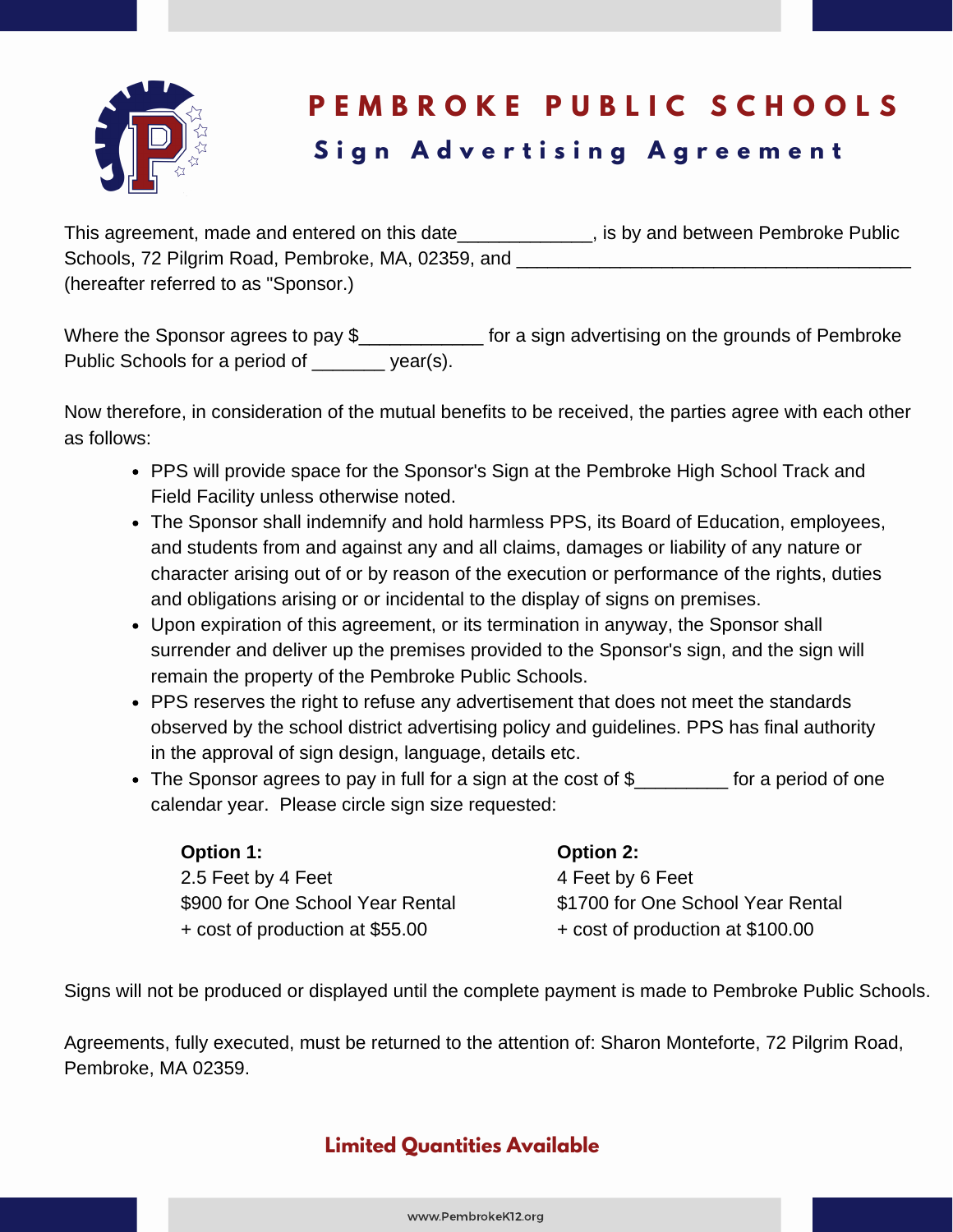# PEMBROKE PUBLIC SCHOOLS

## Sign Advertising Agreement

This agreement, made and entered on this date_____________, is by and between Pembroke Public Schools, 72 Pilgrim Road, Pembroke, MA, 02359, and _______________________________________ (hereafter referred to as "Sponsor.)

Where the Sponsor agrees to pay $____________ for a sign advertising on the grounds of Pembroke Public Schools for a period of _______ year(s).

Now therefore, in consideration of the mutual benefits to be received, the parties agree with each other as follows:

- PPS will provide space for the Sponsor's Sign at the Pembroke High School Track and Field Facility unless otherwise noted.
- The Sponsor shall indemnify and hold harmless PPS, its Board of Education, employees, and students from and against any and all claims, damages or liability of any nature or character arising out of or by reason of the execution or performance of the rights, duties and obligations arising or or incidental to the display of signs on premises.
- Upon expiration of this agreement, or its termination in anyway, the Sponsor shall surrender and deliver up the premises provided to the Sponsor's sign, and the sign will remain the property of the Pembroke Public Schools.
- PPS reserves the right to refuse any advertisement that does not meet the standards observed by the school district advertising policy and guidelines. PPS has final authority in the approval of sign design, language, details etc.
- The Sponsor agrees to pay in full for a sign at the cost of $_________ for a period of one calendar year. Please circle sign size requested:

**Option 1:**
2.5 Feet by 4 Feet
$900 for One School Year Rental
+ cost of production at $55.00

**Option 2:**
4 Feet by 6 Feet
$1700 for One School Year Rental
+ cost of production at $100.00

Signs will not be produced or displayed until the complete payment is made to Pembroke Public Schools.

Agreements, fully executed, must be returned to the attention of: Sharon Monteforte, 72 Pilgrim Road, Pembroke, MA 02359.

**Limited Quantities Available**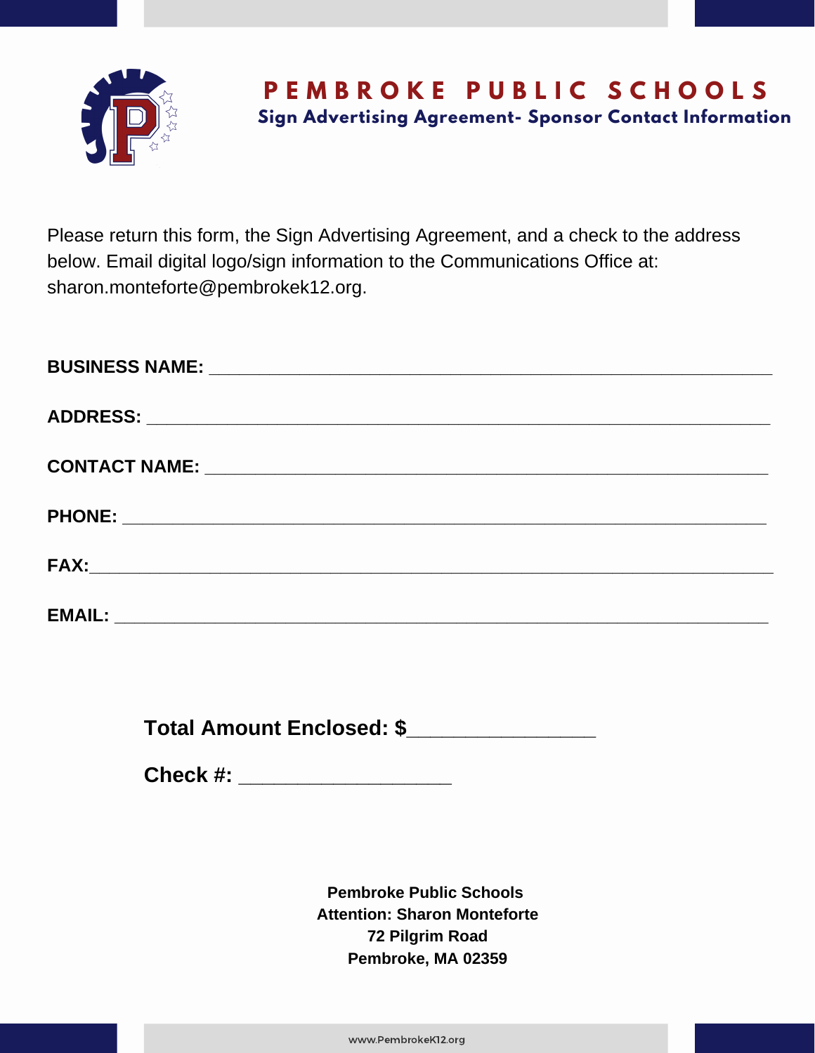# PEMBROKE PUBLIC SCHOOLS

## Sign Advertising Agreement- Sponsor Contact Information

Please return this form, the Sign Advertising Agreement, and a check to the address below. Email digital logo/sign information to the Communications Office at: sharon.monteforte@pembrokek12.org.

**BUSINESS NAME:** ____________________________________________________

**ADDRESS:** ________________________________________________________

**CONTACT NAME:** ___________________________________________________

**PHONE:** _________________________________________________________

**FAX:**____________________________________________________________

**EMAIL:** _________________________________________________________

**Total Amount Enclosed: $**________________

**Check #:** __________________

**Pembroke Public Schools**
**Attention: Sharon Monteforte**
**72 Pilgrim Road**
**Pembroke, MA 02359**

www.PembrokeK12.org